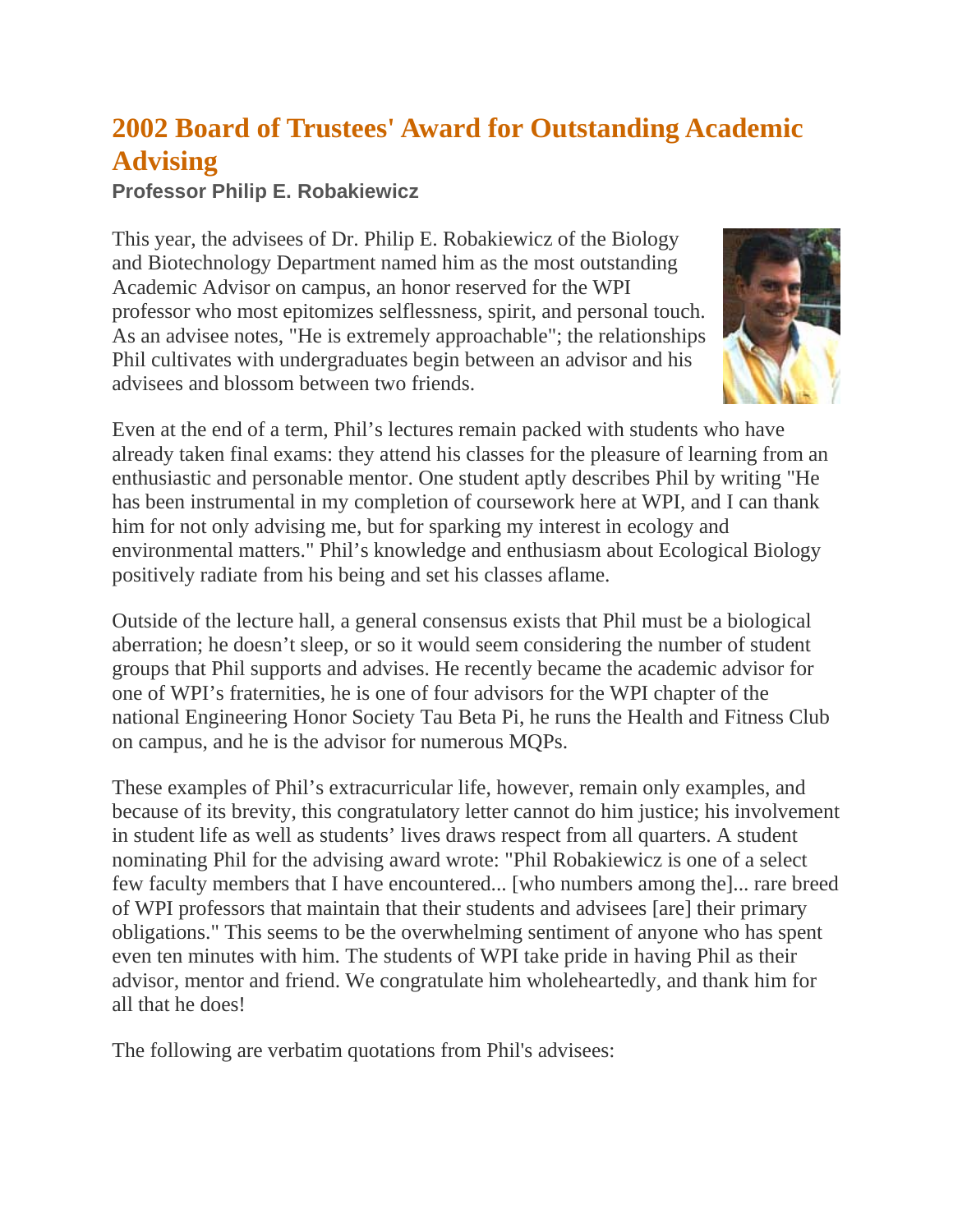# 2002 Board of Trustees' Award for Outstanding Academic Advising

### Professor Philip E. Robakiewicz

This year, the advisees of Dr. Philip E. Robakiewicz of the Biology and Biotechnology Department named him as the most outstanding Academic Advisor on campus, an honor reserved for the WPI professor who most epitomizes selflessness, spirit, and personal touch. As an advisee notes, "He is extremely approachable"; the relationships Phil cultivates with undergraduates begin between an advisor and his advisees and blossom between two friends.

Even at the end of a term, Phil's lectures remain packed with students who have already taken final exams: they attend his classes for the pleasure of learning from an enthusiastic and personable mentor. One student aptly describes Phil by writing "He has been instrumental in my completion of coursework here at WPI, and I can thank him for not only advising me, but for sparking my interest in ecology and environmental matters." Phil's knowledge and enthusiasm about Ecological Biology positively radiate from his being and set his classes aflame.

Outside of the lecture hall, a general consensus exists that Phil must be a biological aberration; he doesn't sleep, or so it would seem considering the number of student groups that Phil supports and advises. He recently became the academic advisor for one of WPI's fraternities, he is one of four advisors for the WPI chapter of the national Engineering Honor Society Tau Beta Pi, he runs the Health and Fitness Club on campus, and he is the advisor for numerous MQPs.

These examples of Phil's extracurricular life, however, remain only examples, and because of its brevity, this congratulatory letter cannot do him justice; his involvement in student life as well as students' lives draws respect from all quarters. A student nominating Phil for the advising award wrote: "Phil Robakiewicz is one of a select few faculty members that I have encountered... [who numbers among the]... rare breed of WPI professors that maintain that their students and advisees [are] their primary obligations." This seems to be the overwhelming sentiment of anyone who has spent even ten minutes with him. The students of WPI take pride in having Phil as their advisor, mentor and friend. We congratulate him wholeheartedly, and thank him for all that he does!

The following are verbatim quotations from Phil's advisees: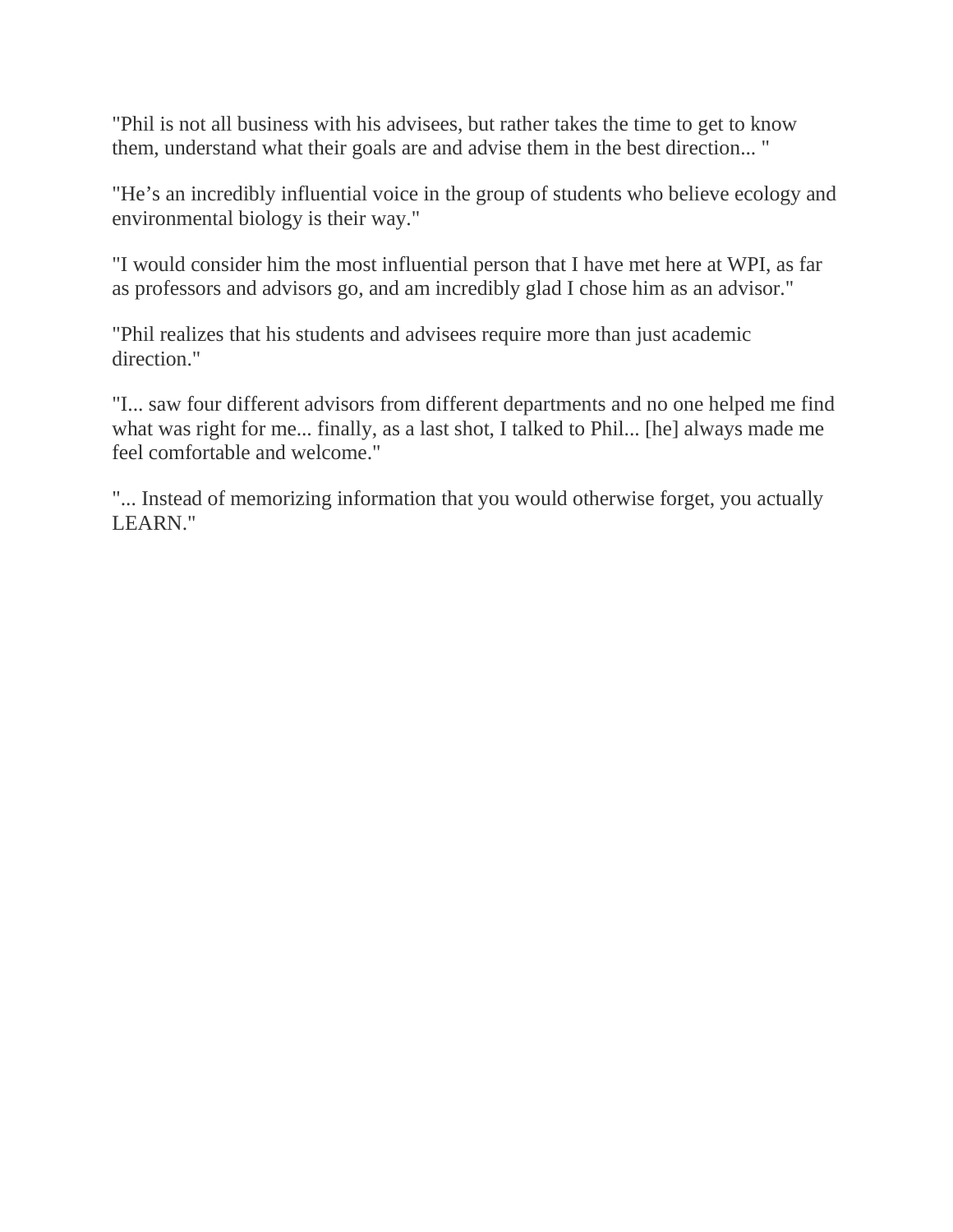"Phil is not all business with his advisees, but rather takes the time to get to know them, understand what their goals are and advise them in the best direction... "

"He's an incredibly influential voice in the group of students who believe ecology and environmental biology is their way."

"I would consider him the most influential person that I have met here at WPI, as far as professors and advisors go, and am incredibly glad I chose him as an advisor."

"Phil realizes that his students and advisees require more than just academic direction."

"I... saw four different advisors from different departments and no one helped me find what was right for me... finally, as a last shot, I talked to Phil... [he] always made me feel comfortable and welcome."

"... Instead of memorizing information that you would otherwise forget, you actually LEARN."